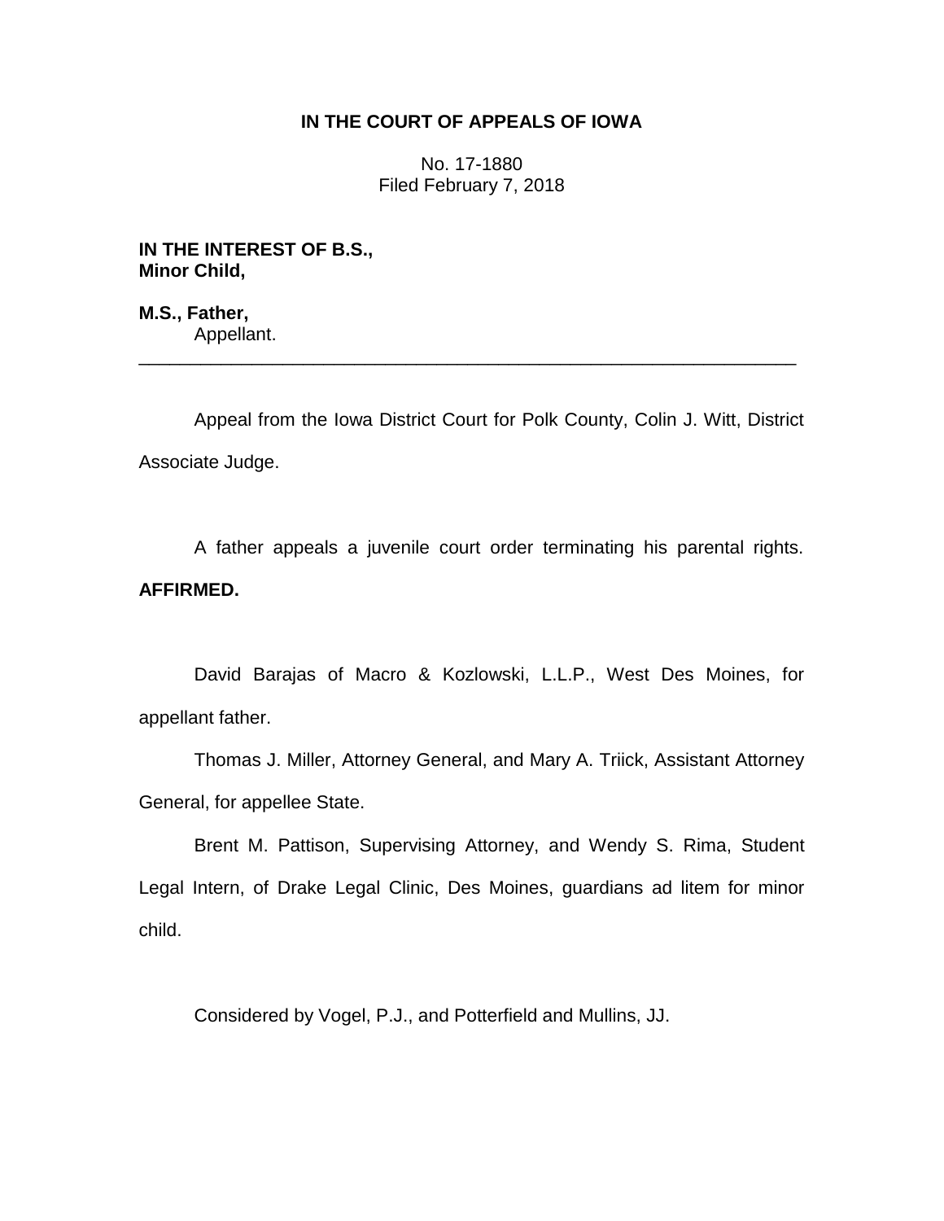**IN THE COURT OF APPEALS OF IOWA**

No. 17-1880
Filed February 7, 2018

**IN THE INTEREST OF B.S.,**
**Minor Child,**

**M.S., Father,**
Appellant.

---

Appeal from the Iowa District Court for Polk County, Colin J. Witt, District Associate Judge.

A father appeals a juvenile court order terminating his parental rights. **AFFIRMED.**

David Barajas of Macro & Kozlowski, L.L.P., West Des Moines, for appellant father.

Thomas J. Miller, Attorney General, and Mary A. Triick, Assistant Attorney General, for appellee State.

Brent M. Pattison, Supervising Attorney, and Wendy S. Rima, Student Legal Intern, of Drake Legal Clinic, Des Moines, guardians ad litem for minor child.

Considered by Vogel, P.J., and Potterfield and Mullins, JJ.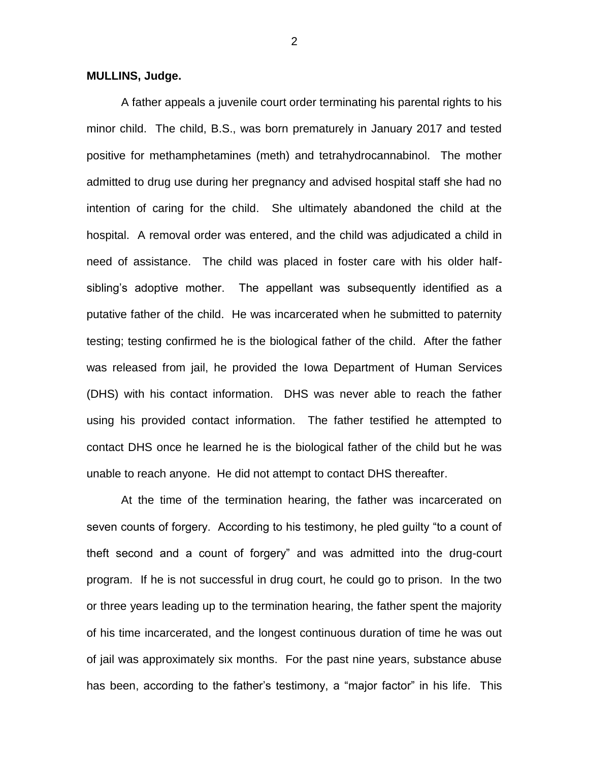**MULLINS, Judge.**

A father appeals a juvenile court order terminating his parental rights to his minor child. The child, B.S., was born prematurely in January 2017 and tested positive for methamphetamines (meth) and tetrahydrocannabinol. The mother admitted to drug use during her pregnancy and advised hospital staff she had no intention of caring for the child. She ultimately abandoned the child at the hospital. A removal order was entered, and the child was adjudicated a child in need of assistance. The child was placed in foster care with his older half-sibling's adoptive mother. The appellant was subsequently identified as a putative father of the child. He was incarcerated when he submitted to paternity testing; testing confirmed he is the biological father of the child. After the father was released from jail, he provided the Iowa Department of Human Services (DHS) with his contact information. DHS was never able to reach the father using his provided contact information. The father testified he attempted to contact DHS once he learned he is the biological father of the child but he was unable to reach anyone. He did not attempt to contact DHS thereafter.

At the time of the termination hearing, the father was incarcerated on seven counts of forgery. According to his testimony, he pled guilty "to a count of theft second and a count of forgery" and was admitted into the drug-court program. If he is not successful in drug court, he could go to prison. In the two or three years leading up to the termination hearing, the father spent the majority of his time incarcerated, and the longest continuous duration of time he was out of jail was approximately six months. For the past nine years, substance abuse has been, according to the father's testimony, a "major factor" in his life. This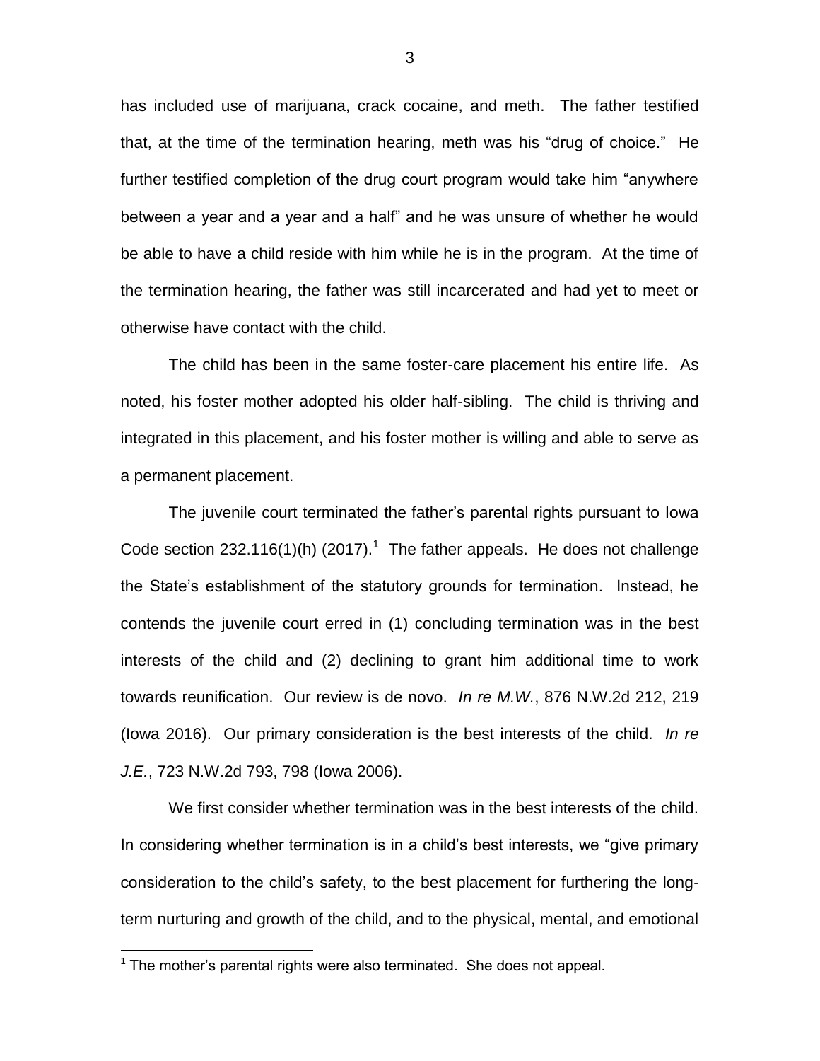has included use of marijuana, crack cocaine, and meth. The father testified that, at the time of the termination hearing, meth was his "drug of choice." He further testified completion of the drug court program would take him "anywhere between a year and a year and a half" and he was unsure of whether he would be able to have a child reside with him while he is in the program. At the time of the termination hearing, the father was still incarcerated and had yet to meet or otherwise have contact with the child.

The child has been in the same foster-care placement his entire life. As noted, his foster mother adopted his older half-sibling. The child is thriving and integrated in this placement, and his foster mother is willing and able to serve as a permanent placement.

The juvenile court terminated the father's parental rights pursuant to Iowa Code section 232.116(1)(h) (2017).[1] The father appeals. He does not challenge the State's establishment of the statutory grounds for termination. Instead, he contends the juvenile court erred in (1) concluding termination was in the best interests of the child and (2) declining to grant him additional time to work towards reunification. Our review is de novo. *In re M.W.*, 876 N.W.2d 212, 219 (Iowa 2016). Our primary consideration is the best interests of the child. *In re J.E.*, 723 N.W.2d 793, 798 (Iowa 2006).

We first consider whether termination was in the best interests of the child. In considering whether termination is in a child's best interests, we "give primary consideration to the child's safety, to the best placement for furthering the long-term nurturing and growth of the child, and to the physical, mental, and emotional

[1] The mother's parental rights were also terminated. She does not appeal.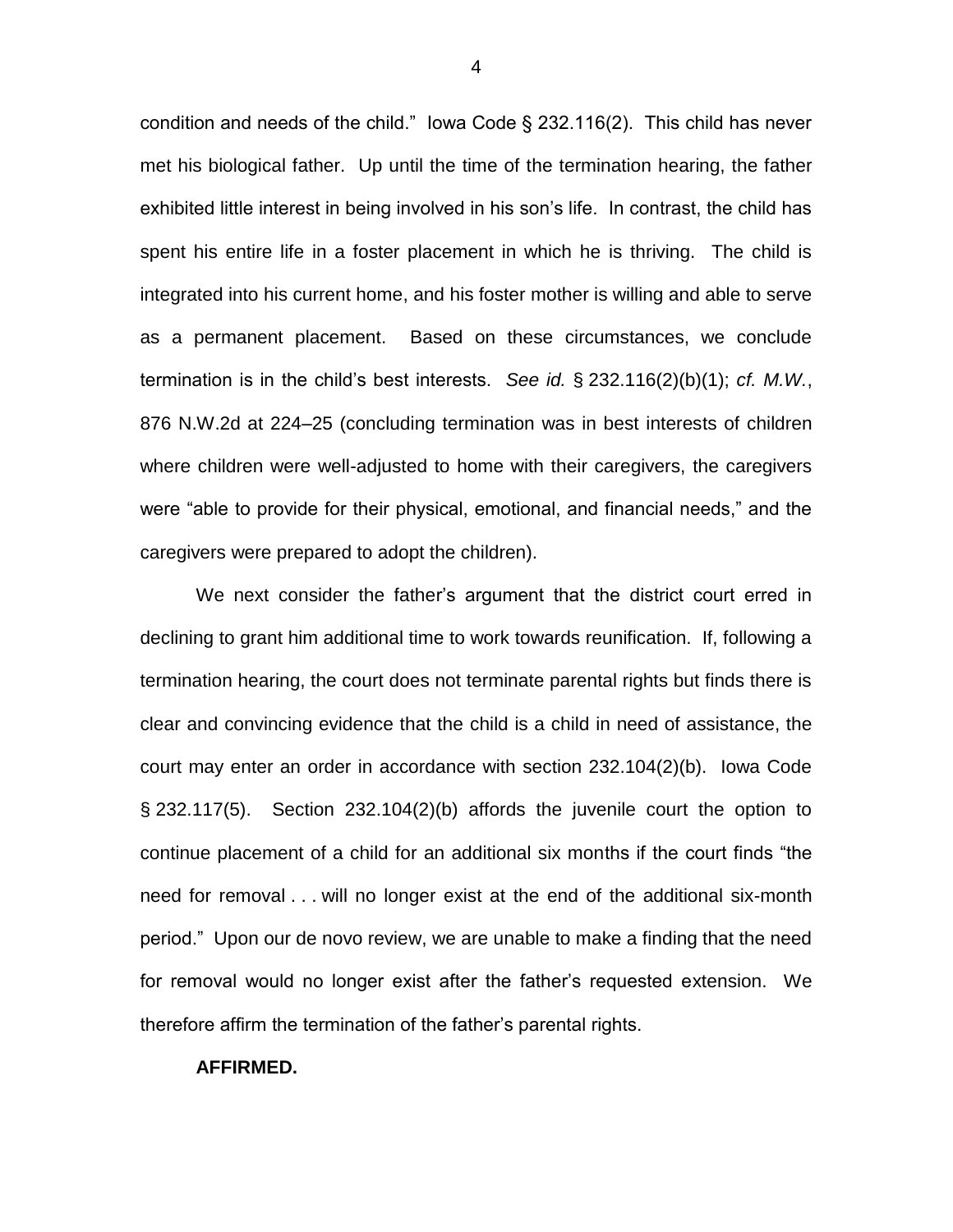condition and needs of the child." Iowa Code § 232.116(2). This child has never met his biological father. Up until the time of the termination hearing, the father exhibited little interest in being involved in his son's life. In contrast, the child has spent his entire life in a foster placement in which he is thriving. The child is integrated into his current home, and his foster mother is willing and able to serve as a permanent placement. Based on these circumstances, we conclude termination is in the child's best interests. *See id.* § 232.116(2)(b)(1); *cf. M.W.*, 876 N.W.2d at 224–25 (concluding termination was in best interests of children where children were well-adjusted to home with their caregivers, the caregivers were "able to provide for their physical, emotional, and financial needs," and the caregivers were prepared to adopt the children).

We next consider the father's argument that the district court erred in declining to grant him additional time to work towards reunification. If, following a termination hearing, the court does not terminate parental rights but finds there is clear and convincing evidence that the child is a child in need of assistance, the court may enter an order in accordance with section 232.104(2)(b). Iowa Code § 232.117(5). Section 232.104(2)(b) affords the juvenile court the option to continue placement of a child for an additional six months if the court finds "the need for removal . . . will no longer exist at the end of the additional six-month period." Upon our de novo review, we are unable to make a finding that the need for removal would no longer exist after the father's requested extension. We therefore affirm the termination of the father's parental rights.

**AFFIRMED.**